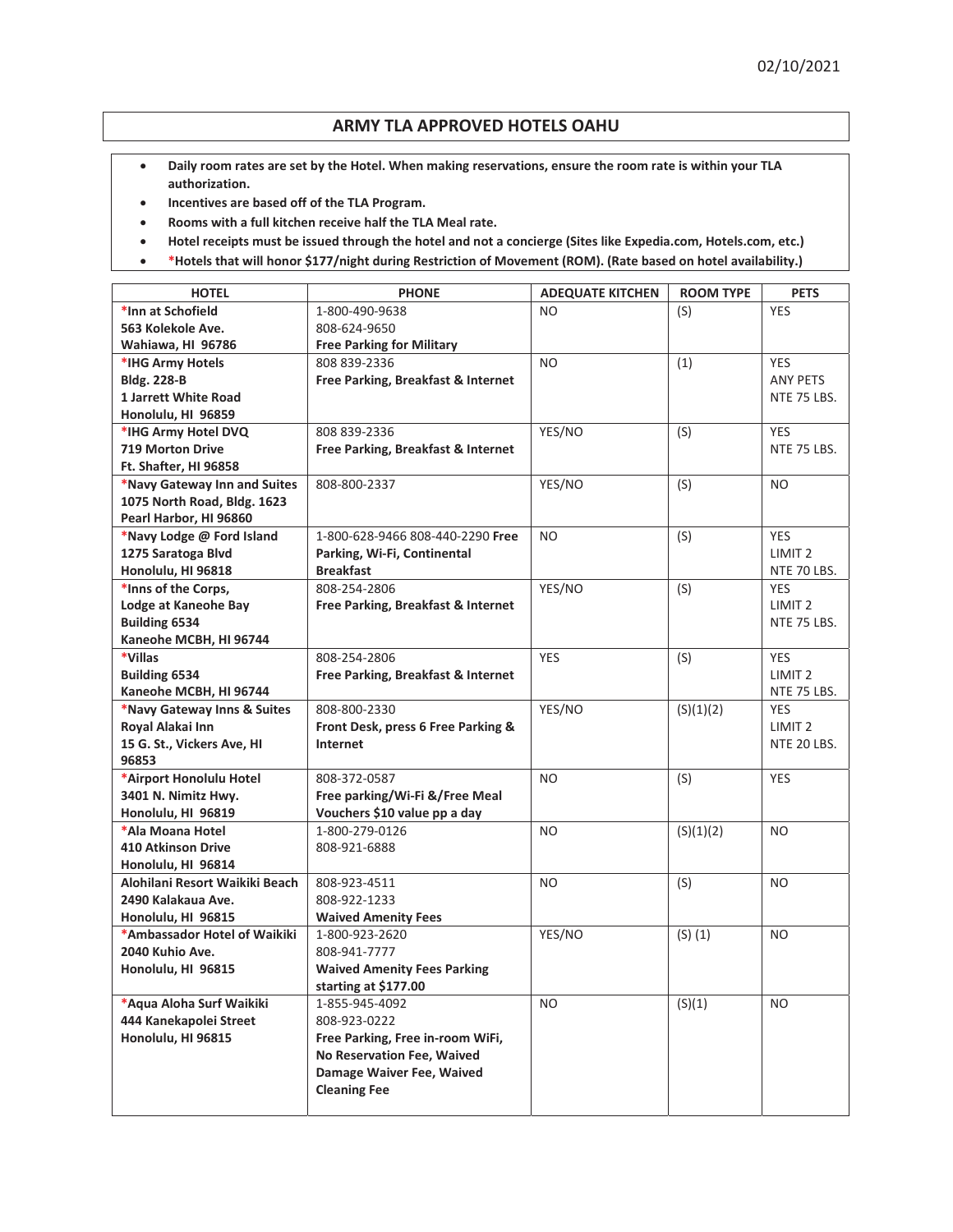02/10/2021

# ARMY TLA APPROVED HOTELS OAHU

- **Daily room rates are set by the Hotel. When making reservations, ensure the room rate is within your TLA authorization.**
- **Incentives are based off of the TLA Program.**
- **Rooms with a full kitchen receive half the TLA Meal rate.**
- **Hotel receipts must be issued through the hotel and not a concierge (Sites like Expedia.com, Hotels.com, etc.)**
- **\*Hotels that will honor $177/night during Restriction of Movement (ROM). (Rate based on hotel availability.)**

| HOTEL | PHONE | ADEQUATE KITCHEN | ROOM TYPE | PETS |
|---|---|---|---|---|
| **\*Inn at Schofield<br>563 Kolekole Ave.<br>Wahiawa, HI 96786** | 1-800-490-9638<br>808-624-9650<br>**Free Parking for Military** | NO | (S) | YES |
| **\*IHG Army Hotels<br>Bldg. 228-B<br>1 Jarrett White Road<br>Honolulu, HI 96859** | 808 839-2336<br>**Free Parking, Breakfast & Internet** | NO | (1) | YES<br>ANY PETS<br>NTE 75 LBS. |
| **\*IHG Army Hotel DVQ<br>719 Morton Drive<br>Ft. Shafter, HI 96858** | 808 839-2336<br>**Free Parking, Breakfast & Internet** | YES/NO | (S) | YES<br>NTE 75 LBS. |
| **\*Navy Gateway Inn and Suites<br>1075 North Road, Bldg. 1623<br>Pearl Harbor, HI 96860** | 808-800-2337 | YES/NO | (S) | NO |
| **\*Navy Lodge @ Ford Island<br>1275 Saratoga Blvd<br>Honolulu, HI 96818** | 1-800-628-9466 808-440-2290 **Free Parking, Wi-Fi, Continental Breakfast** | NO | (S) | YES<br>LIMIT 2<br>NTE 70 LBS. |
| **\*Inns of the Corps,<br>Lodge at Kaneohe Bay<br>Building 6534<br>Kaneohe MCBH, HI 96744** | 808-254-2806<br>**Free Parking, Breakfast & Internet** | YES/NO | (S) | YES<br>LIMIT 2<br>NTE 75 LBS. |
| **\*Villas<br>Building 6534<br>Kaneohe MCBH, HI 96744** | 808-254-2806<br>**Free Parking, Breakfast & Internet** | YES | (S) | YES<br>LIMIT 2<br>NTE 75 LBS. |
| **\*Navy Gateway Inns & Suites<br>Royal Alakai Inn<br>15 G. St., Vickers Ave, HI 96853** | 808-800-2330<br>**Front Desk, press 6 Free Parking & Internet** | YES/NO | (S)(1)(2) | YES<br>LIMIT 2<br>NTE 20 LBS. |
| **\*Airport Honolulu Hotel<br>3401 N. Nimitz Hwy.<br>Honolulu, HI 96819** | 808-372-0587<br>**Free parking/Wi-Fi &/Free Meal Vouchers $10 value pp a day** | NO | (S) | YES |
| **\*Ala Moana Hotel<br>410 Atkinson Drive<br>Honolulu, HI 96814** | 1-800-279-0126<br>808-921-6888 | NO | (S)(1)(2) | NO |
| **Alohilani Resort Waikiki Beach<br>2490 Kalakaua Ave.<br>Honolulu, HI 96815** | 808-923-4511<br>808-922-1233<br>**Waived Amenity Fees** | NO | (S) | NO |
| **\*Ambassador Hotel of Waikiki<br>2040 Kuhio Ave.<br>Honolulu, HI 96815** | 1-800-923-2620<br>808-941-7777<br>**Waived Amenity Fees Parking starting at $177.00** | YES/NO | (S) (1) | NO |
| **\*Aqua Aloha Surf Waikiki<br>444 Kanekapolei Street<br>Honolulu, HI 96815** | 1-855-945-4092<br>808-923-0222<br>**Free Parking, Free in-room WiFi, No Reservation Fee, Waived Damage Waiver Fee, Waived Cleaning Fee** | NO | (S)(1) | NO |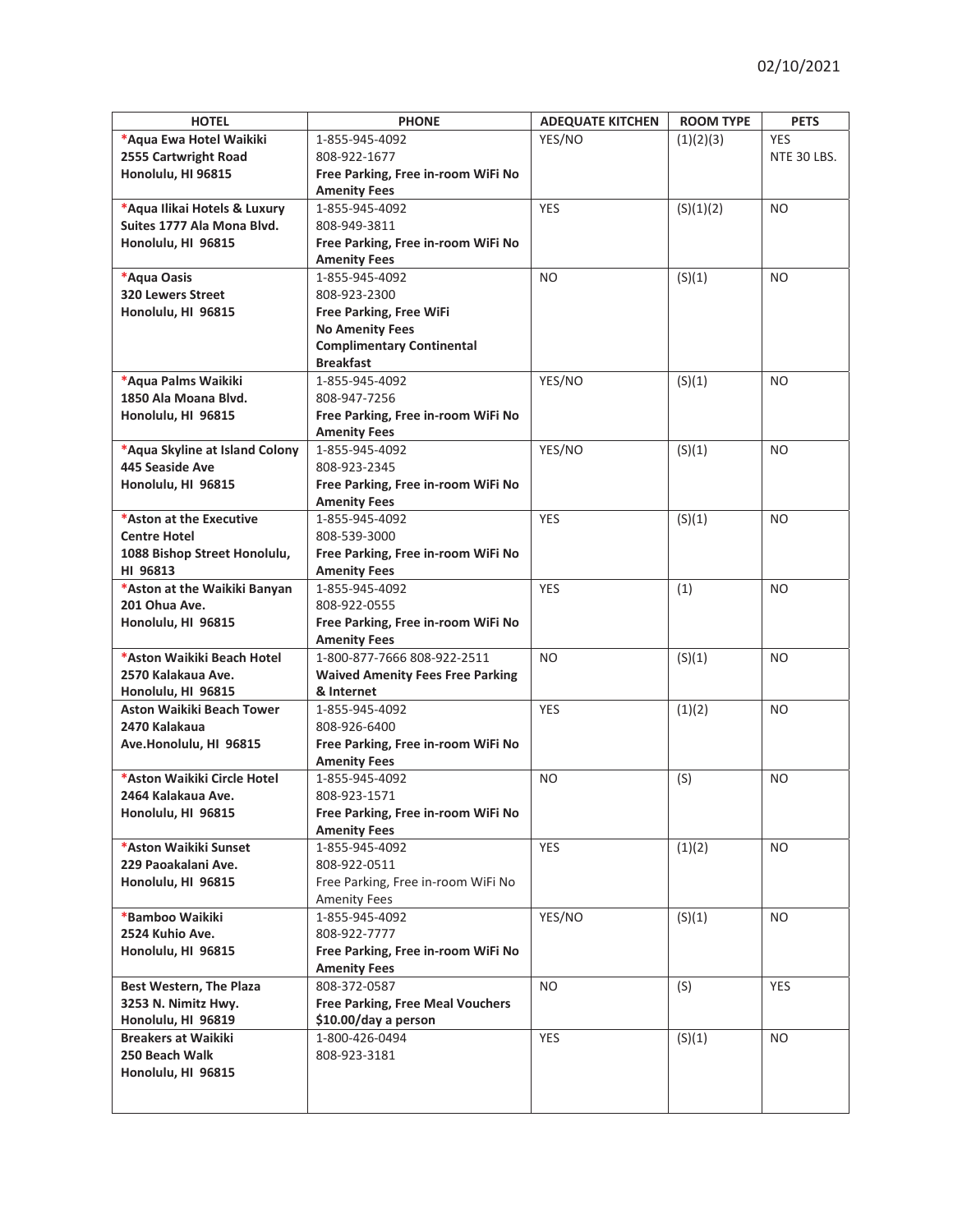02/10/2021

| HOTEL | PHONE | ADEQUATE KITCHEN | ROOM TYPE | PETS |
|---|---|---|---|---|
| *Aqua Ewa Hotel Waikiki<br>2555 Cartwright Road<br>Honolulu, HI 96815 | 1-855-945-4092<br>808-922-1677<br>**Free Parking, Free in-room WiFi No Amenity Fees** | YES/NO | (1)(2)(3) | YES<br>NTE 30 LBS. |
| *Aqua Ilikai Hotels & Luxury Suites 1777 Ala Mona Blvd.<br>Honolulu, HI 96815 | 1-855-945-4092<br>808-949-3811<br>**Free Parking, Free in-room WiFi No Amenity Fees** | YES | (S)(1)(2) | NO |
| *Aqua Oasis<br>320 Lewers Street<br>Honolulu, HI 96815 | 1-855-945-4092<br>808-923-2300<br>**Free Parking, Free WiFi<br>No Amenity Fees<br>Complimentary Continental Breakfast** | NO | (S)(1) | NO |
| *Aqua Palms Waikiki<br>1850 Ala Moana Blvd.<br>Honolulu, HI 96815 | 1-855-945-4092<br>808-947-7256<br>**Free Parking, Free in-room WiFi No Amenity Fees** | YES/NO | (S)(1) | NO |
| *Aqua Skyline at Island Colony<br>445 Seaside Ave<br>Honolulu, HI 96815 | 1-855-945-4092<br>808-923-2345<br>**Free Parking, Free in-room WiFi No Amenity Fees** | YES/NO | (S)(1) | NO |
| *Aston at the Executive Centre Hotel<br>1088 Bishop Street Honolulu, HI 96813 | 1-855-945-4092<br>808-539-3000<br>**Free Parking, Free in-room WiFi No Amenity Fees** | YES | (S)(1) | NO |
| *Aston at the Waikiki Banyan<br>201 Ohua Ave.<br>Honolulu, HI 96815 | 1-855-945-4092<br>808-922-0555<br>**Free Parking, Free in-room WiFi No Amenity Fees** | YES | (1) | NO |
| *Aston Waikiki Beach Hotel<br>2570 Kalakaua Ave.<br>Honolulu, HI 96815 | 1-800-877-7666 808-922-2511<br>**Waived Amenity Fees Free Parking & Internet** | NO | (S)(1) | NO |
| Aston Waikiki Beach Tower<br>2470 Kalakaua Ave.Honolulu, HI 96815 | 1-855-945-4092<br>808-926-6400<br>**Free Parking, Free in-room WiFi No Amenity Fees** | YES | (1)(2) | NO |
| *Aston Waikiki Circle Hotel<br>2464 Kalakaua Ave.<br>Honolulu, HI 96815 | 1-855-945-4092<br>808-923-1571<br>**Free Parking, Free in-room WiFi No Amenity Fees** | NO | (S) | NO |
| *Aston Waikiki Sunset<br>229 Paoakalani Ave.<br>Honolulu, HI 96815 | 1-855-945-4092<br>808-922-0511<br>Free Parking, Free in-room WiFi No Amenity Fees | YES | (1)(2) | NO |
| *Bamboo Waikiki<br>2524 Kuhio Ave.<br>Honolulu, HI 96815 | 1-855-945-4092<br>808-922-7777<br>**Free Parking, Free in-room WiFi No Amenity Fees** | YES/NO | (S)(1) | NO |
| Best Western, The Plaza<br>3253 N. Nimitz Hwy.<br>Honolulu, HI 96819 | 808-372-0587<br>**Free Parking, Free Meal Vouchers $10.00/day a person** | NO | (S) | YES |
| Breakers at Waikiki<br>250 Beach Walk<br>Honolulu, HI 96815 | 1-800-426-0494<br>808-923-3181 | YES | (S)(1) | NO |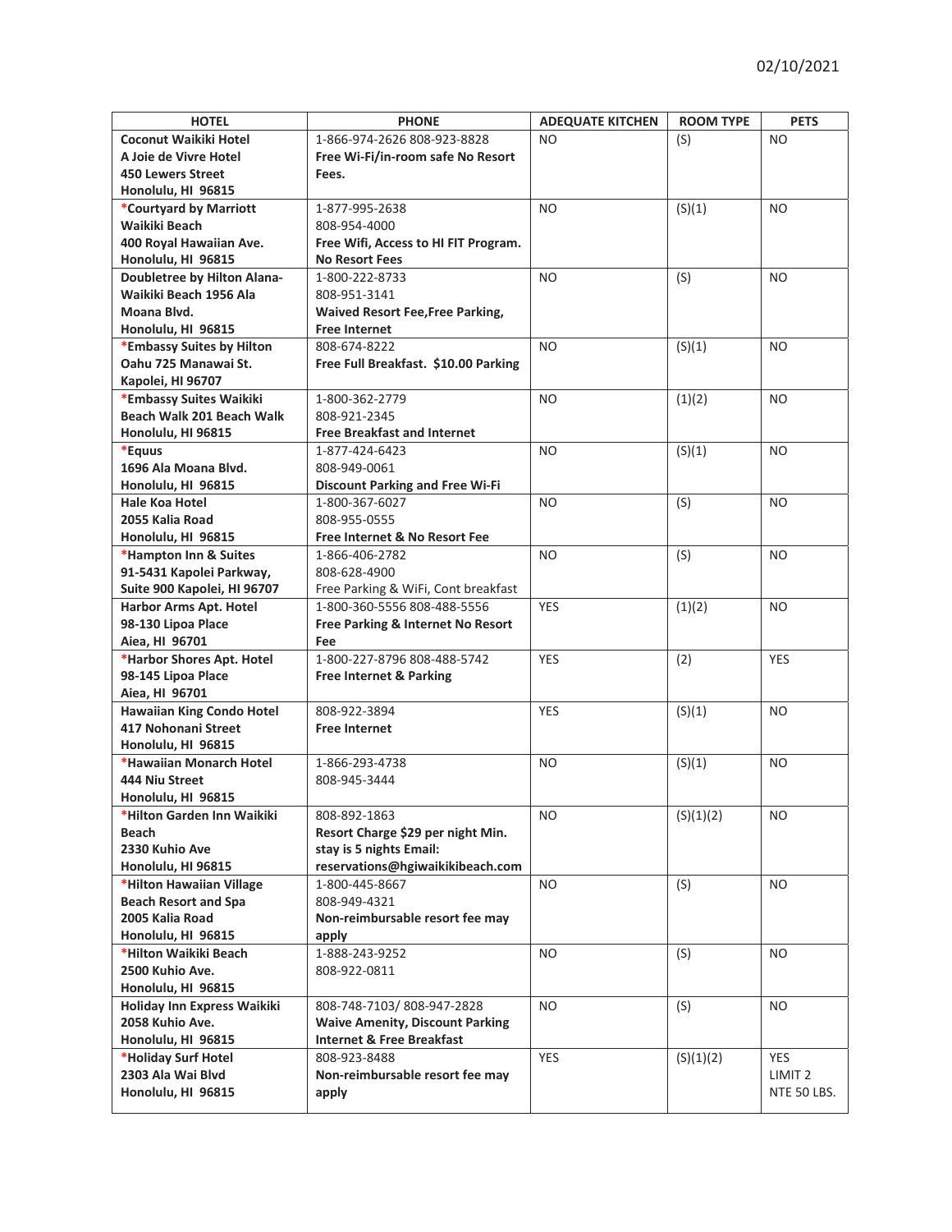02/10/2021

| HOTEL | PHONE | ADEQUATE KITCHEN | ROOM TYPE | PETS |
|---|---|---|---|---|
| **Coconut Waikiki Hotel A Joie de Vivre Hotel 450 Lewers Street Honolulu, HI 96815** | 1-866-974-2626 808-923-8828 **Free Wi-Fi/in-room safe No Resort Fees.** | NO | (S) | NO |
| ***Courtyard by Marriott Waikiki Beach 400 Royal Hawaiian Ave. Honolulu, HI 96815** | 1-877-995-2638 808-954-4000 **Free Wifi, Access to HI FIT Program. No Resort Fees** | NO | (S)(1) | NO |
| **Doubletree by Hilton Alana-Waikiki Beach 1956 Ala Moana Blvd. Honolulu, HI 96815** | 1-800-222-8733 808-951-3141 **Waived Resort Fee,Free Parking, Free Internet** | NO | (S) | NO |
| ***Embassy Suites by Hilton Oahu 725 Manawai St. Kapolei, HI 96707** | 808-674-8222 **Free Full Breakfast. $10.00 Parking** | NO | (S)(1) | NO |
| ***Embassy Suites Waikiki Beach Walk 201 Beach Walk Honolulu, HI 96815** | 1-800-362-2779 808-921-2345 **Free Breakfast and Internet** | NO | (1)(2) | NO |
| ***Equus 1696 Ala Moana Blvd. Honolulu, HI 96815** | 1-877-424-6423 808-949-0061 **Discount Parking and Free Wi-Fi** | NO | (S)(1) | NO |
| **Hale Koa Hotel 2055 Kalia Road Honolulu, HI 96815** | 1-800-367-6027 808-955-0555 **Free Internet & No Resort Fee** | NO | (S) | NO |
| ***Hampton Inn & Suites 91-5431 Kapolei Parkway, Suite 900 Kapolei, HI 96707** | 1-866-406-2782 808-628-4900 Free Parking & WiFi, Cont breakfast | NO | (S) | NO |
| **Harbor Arms Apt. Hotel 98-130 Lipoa Place Aiea, HI 96701** | 1-800-360-5556 808-488-5556 **Free Parking & Internet No Resort Fee** | YES | (1)(2) | NO |
| ***Harbor Shores Apt. Hotel 98-145 Lipoa Place Aiea, HI 96701** | 1-800-227-8796 808-488-5742 **Free Internet & Parking** | YES | (2) | YES |
| **Hawaiian King Condo Hotel 417 Nohonani Street Honolulu, HI 96815** | 808-922-3894 **Free Internet** | YES | (S)(1) | NO |
| ***Hawaiian Monarch Hotel 444 Niu Street Honolulu, HI 96815** | 1-866-293-4738 808-945-3444 | NO | (S)(1) | NO |
| ***Hilton Garden Inn Waikiki Beach 2330 Kuhio Ave Honolulu, HI 96815** | 808-892-1863 **Resort Charge $29 per night Min. stay is 5 nights Email: reservations@hgiwaikikibeach.com** | NO | (S)(1)(2) | NO |
| ***Hilton Hawaiian Village Beach Resort and Spa 2005 Kalia Road Honolulu, HI 96815** | 1-800-445-8667 808-949-4321 **Non-reimbursable resort fee may apply** | NO | (S) | NO |
| ***Hilton Waikiki Beach 2500 Kuhio Ave. Honolulu, HI 96815** | 1-888-243-9252 808-922-0811 | NO | (S) | NO |
| **Holiday Inn Express Waikiki 2058 Kuhio Ave. Honolulu, HI 96815** | 808-748-7103/ 808-947-2828 **Waive Amenity, Discount Parking Internet & Free Breakfast** | NO | (S) | NO |
| ***Holiday Surf Hotel 2303 Ala Wai Blvd Honolulu, HI 96815** | 808-923-8488 **Non-reimbursable resort fee may apply** | YES | (S)(1)(2) | YES LIMIT 2 NTE 50 LBS. |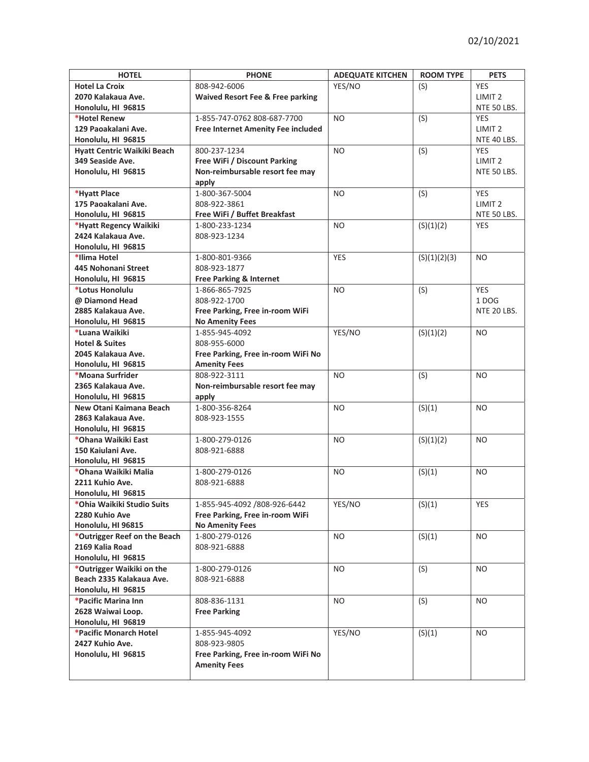02/10/2021

| HOTEL | PHONE | ADEQUATE KITCHEN | ROOM TYPE | PETS |
|---|---|---|---|---|
| **Hotel La Croix**<br>**2070 Kalakaua Ave.**<br>**Honolulu, HI 96815** | 808-942-6006<br>**Waived Resort Fee & Free parking** | YES/NO | (S) | YES<br>LIMIT 2<br>NTE 50 LBS. |
| ***Hotel Renew**<br>**129 Paoakalani Ave.**<br>**Honolulu, HI 96815** | 1-855-747-0762 808-687-7700<br>**Free Internet Amenity Fee included** | NO | (S) | YES<br>LIMIT 2<br>NTE 40 LBS. |
| **Hyatt Centric Waikiki Beach**<br>**349 Seaside Ave.**<br>**Honolulu, HI 96815** | 800-237-1234<br>**Free WiFi / Discount Parking**<br>**Non-reimbursable resort fee may apply** | NO | (S) | YES<br>LIMIT 2<br>NTE 50 LBS. |
| ***Hyatt Place**<br>**175 Paoakalani Ave.**<br>**Honolulu, HI 96815** | 1-800-367-5004<br>808-922-3861<br>**Free WiFi / Buffet Breakfast** | NO | (S) | YES<br>LIMIT 2<br>NTE 50 LBS. |
| ***Hyatt Regency Waikiki**<br>**2424 Kalakaua Ave.**<br>**Honolulu, HI 96815** | 1-800-233-1234<br>808-923-1234 | NO | (S)(1)(2) | YES |
| ***Ilima Hotel**<br>**445 Nohonani Street**<br>**Honolulu, HI 96815** | 1-800-801-9366<br>808-923-1877<br>**Free Parking & Internet** | YES | (S)(1)(2)(3) | NO |
| ***Lotus Honolulu**<br>**@ Diamond Head**<br>**2885 Kalakaua Ave.**<br>**Honolulu, HI 96815** | 1-866-865-7925<br>808-922-1700<br>**Free Parking, Free in-room WiFi**<br>**No Amenity Fees** | NO | (S) | YES<br>1 DOG<br>NTE 20 LBS. |
| ***Luana Waikiki**<br>**Hotel & Suites**<br>**2045 Kalakaua Ave.**<br>**Honolulu, HI 96815** | 1-855-945-4092<br>808-955-6000<br>**Free Parking, Free in-room WiFi No Amenity Fees** | YES/NO | (S)(1)(2) | NO |
| ***Moana Surfrider**<br>**2365 Kalakaua Ave.**<br>**Honolulu, HI 96815** | 808-922-3111<br>**Non-reimbursable resort fee may apply** | NO | (S) | NO |
| **New Otani Kaimana Beach**<br>**2863 Kalakaua Ave.**<br>**Honolulu, HI 96815** | 1-800-356-8264<br>808-923-1555 | NO | (S)(1) | NO |
| ***Ohana Waikiki East**<br>**150 Kaiulani Ave.**<br>**Honolulu, HI 96815** | 1-800-279-0126<br>808-921-6888 | NO | (S)(1)(2) | NO |
| ***Ohana Waikiki Malia**<br>**2211 Kuhio Ave.**<br>**Honolulu, HI 96815** | 1-800-279-0126<br>808-921-6888 | NO | (S)(1) | NO |
| ***Ohia Waikiki Studio Suits**<br>**2280 Kuhio Ave**<br>**Honolulu, HI 96815** | 1-855-945-4092 /808-926-6442<br>**Free Parking, Free in-room WiFi**<br>**No Amenity Fees** | YES/NO | (S)(1) | YES |
| ***Outrigger Reef on the Beach**<br>**2169 Kalia Road**<br>**Honolulu, HI 96815** | 1-800-279-0126<br>808-921-6888 | NO | (S)(1) | NO |
| ***Outrigger Waikiki on the Beach 2335 Kalakaua Ave.**<br>**Honolulu, HI 96815** | 1-800-279-0126<br>808-921-6888 | NO | (S) | NO |
| ***Pacific Marina Inn**<br>**2628 Waiwai Loop.**<br>**Honolulu, HI 96819** | 808-836-1131<br>**Free Parking** | NO | (S) | NO |
| ***Pacific Monarch Hotel**<br>**2427 Kuhio Ave.**<br>**Honolulu, HI 96815** | 1-855-945-4092<br>808-923-9805<br>**Free Parking, Free in-room WiFi No Amenity Fees** | YES/NO | (S)(1) | NO |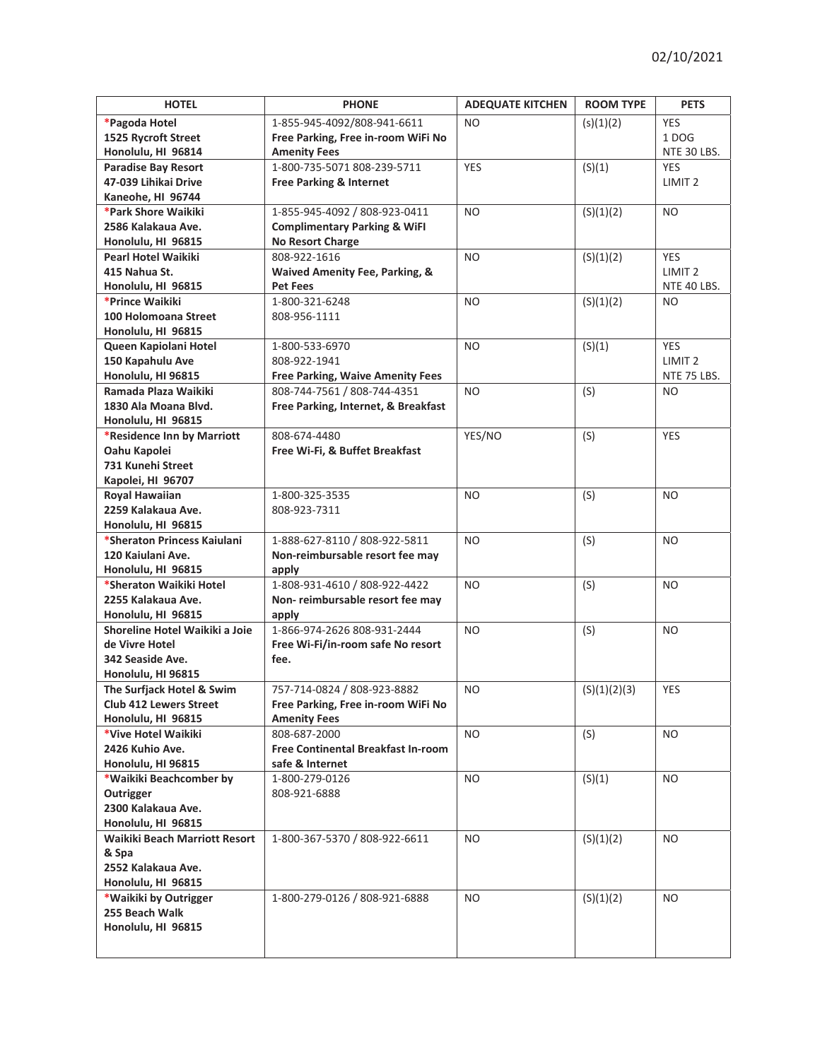02/10/2021

| HOTEL | PHONE | ADEQUATE KITCHEN | ROOM TYPE | PETS |
|---|---|---|---|---|
| ***Pagoda Hotel**<br>**1525 Rycroft Street**<br>**Honolulu, HI 96814** | 1-855-945-4092/808-941-6611<br>**Free Parking, Free in-room WiFi No Amenity Fees** | NO | (s)(1)(2) | YES<br>1 DOG<br>NTE 30 LBS. |
| **Paradise Bay Resort**<br>**47-039 Lihikai Drive**<br>**Kaneohe, HI 96744** | 1-800-735-5071 808-239-5711<br>**Free Parking & Internet** | YES | (S)(1) | YES<br>LIMIT 2 |
| ***Park Shore Waikiki**<br>**2586 Kalakaua Ave.**<br>**Honolulu, HI 96815** | 1-855-945-4092 / 808-923-0411<br>**Complimentary Parking & WiFI No Resort Charge** | NO | (S)(1)(2) | NO |
| **Pearl Hotel Waikiki**<br>**415 Nahua St.**<br>**Honolulu, HI 96815** | 808-922-1616<br>**Waived Amenity Fee, Parking, & Pet Fees** | NO | (S)(1)(2) | YES<br>LIMIT 2<br>NTE 40 LBS. |
| ***Prince Waikiki**<br>**100 Holomoana Street**<br>**Honolulu, HI 96815** | 1-800-321-6248<br>808-956-1111 | NO | (S)(1)(2) | NO |
| **Queen Kapiolani Hotel**<br>**150 Kapahulu Ave**<br>**Honolulu, HI 96815** | 1-800-533-6970<br>808-922-1941<br>**Free Parking, Waive Amenity Fees** | NO | (S)(1) | YES<br>LIMIT 2<br>NTE 75 LBS. |
| **Ramada Plaza Waikiki**<br>**1830 Ala Moana Blvd.**<br>**Honolulu, HI 96815** | 808-744-7561 / 808-744-4351<br>**Free Parking, Internet, & Breakfast** | NO | (S) | NO |
| ***Residence Inn by Marriott Oahu Kapolei**<br>**731 Kunehi Street**<br>**Kapolei, HI 96707** | 808-674-4480<br>**Free Wi-Fi, & Buffet Breakfast** | YES/NO | (S) | YES |
| **Royal Hawaiian**<br>**2259 Kalakaua Ave.**<br>**Honolulu, HI 96815** | 1-800-325-3535<br>808-923-7311 | NO | (S) | NO |
| ***Sheraton Princess Kaiulani**<br>**120 Kaiulani Ave.**<br>**Honolulu, HI 96815** | 1-888-627-8110 / 808-922-5811<br>**Non-reimbursable resort fee may apply** | NO | (S) | NO |
| ***Sheraton Waikiki Hotel**<br>**2255 Kalakaua Ave.**<br>**Honolulu, HI 96815** | 1-808-931-4610 / 808-922-4422<br>**Non- reimbursable resort fee may apply** | NO | (S) | NO |
| **Shoreline Hotel Waikiki a Joie de Vivre Hotel**<br>**342 Seaside Ave.**<br>**Honolulu, HI 96815** | 1-866-974-2626 808-931-2444<br>**Free Wi-Fi/in-room safe No resort fee.** | NO | (S) | NO |
| **The Surfjack Hotel & Swim Club 412 Lewers Street**<br>**Honolulu, HI 96815** | 757-714-0824 / 808-923-8882<br>**Free Parking, Free in-room WiFi No Amenity Fees** | NO | (S)(1)(2)(3) | YES |
| ***Vive Hotel Waikiki**<br>**2426 Kuhio Ave.**<br>**Honolulu, HI 96815** | 808-687-2000<br>**Free Continental Breakfast In-room safe & Internet** | NO | (S) | NO |
| ***Waikiki Beachcomber by Outrigger**<br>**2300 Kalakaua Ave.**<br>**Honolulu, HI 96815** | 1-800-279-0126<br>808-921-6888 | NO | (S)(1) | NO |
| **Waikiki Beach Marriott Resort & Spa**<br>**2552 Kalakaua Ave.**<br>**Honolulu, HI 96815** | 1-800-367-5370 / 808-922-6611 | NO | (S)(1)(2) | NO |
| ***Waikiki by Outrigger**<br>**255 Beach Walk**<br>**Honolulu, HI 96815** | 1-800-279-0126 / 808-921-6888 | NO | (S)(1)(2) | NO |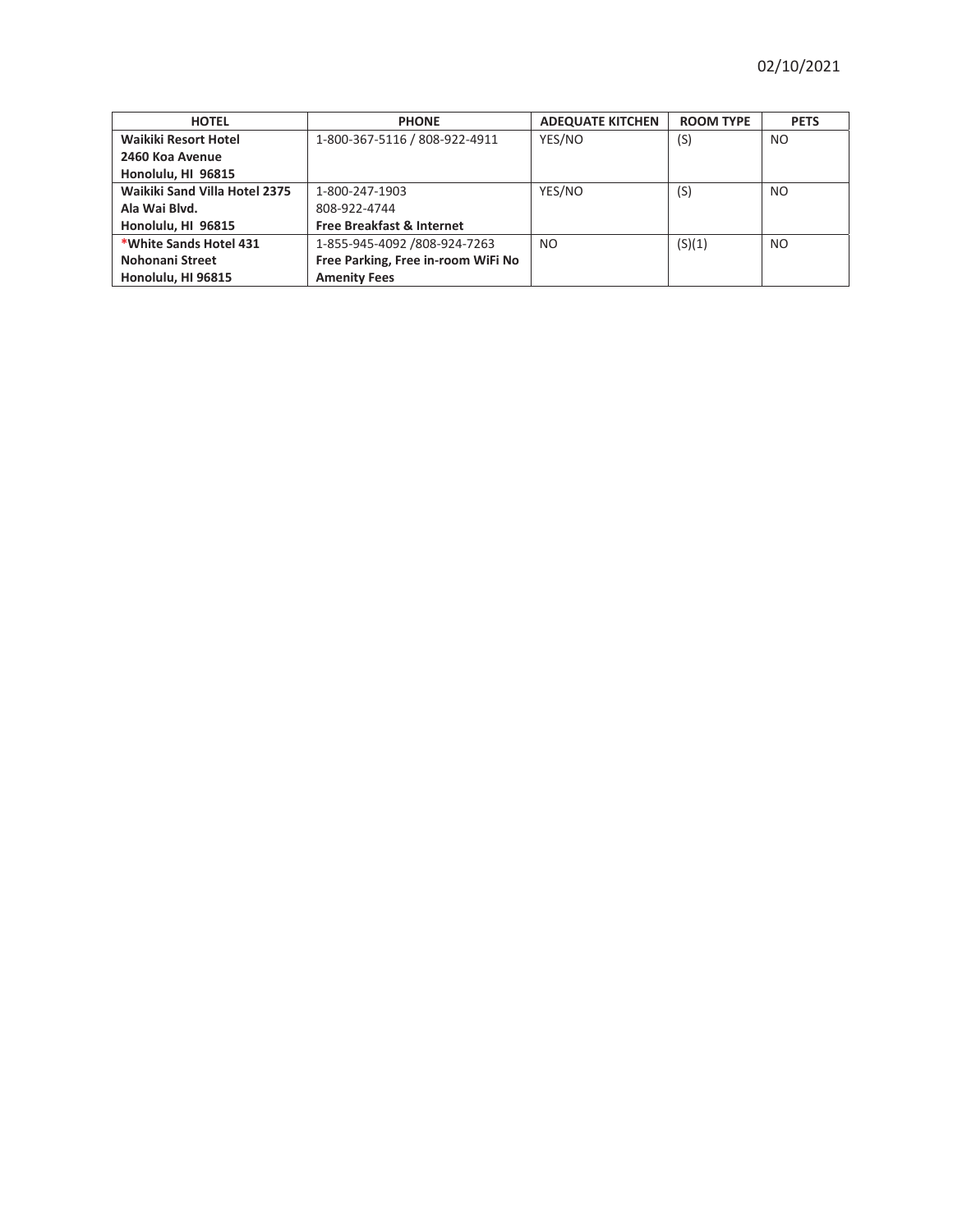02/10/2021

| HOTEL | PHONE | ADEQUATE KITCHEN | ROOM TYPE | PETS |
|---|---|---|---|---|
| **Waikiki Resort Hotel 2460 Koa Avenue Honolulu, HI 96815** | 1-800-367-5116 / 808-922-4911 | YES/NO | (S) | NO |
| **Waikiki Sand Villa Hotel 2375 Ala Wai Blvd. Honolulu, HI 96815** | 1-800-247-1903 808-922-4744 **Free Breakfast & Internet** | YES/NO | (S) | NO |
| **\*White Sands Hotel 431 Nohonani Street Honolulu, HI 96815** | 1-855-945-4092 /808-924-7263 **Free Parking, Free in-room WiFi No Amenity Fees** | NO | (S)(1) | NO |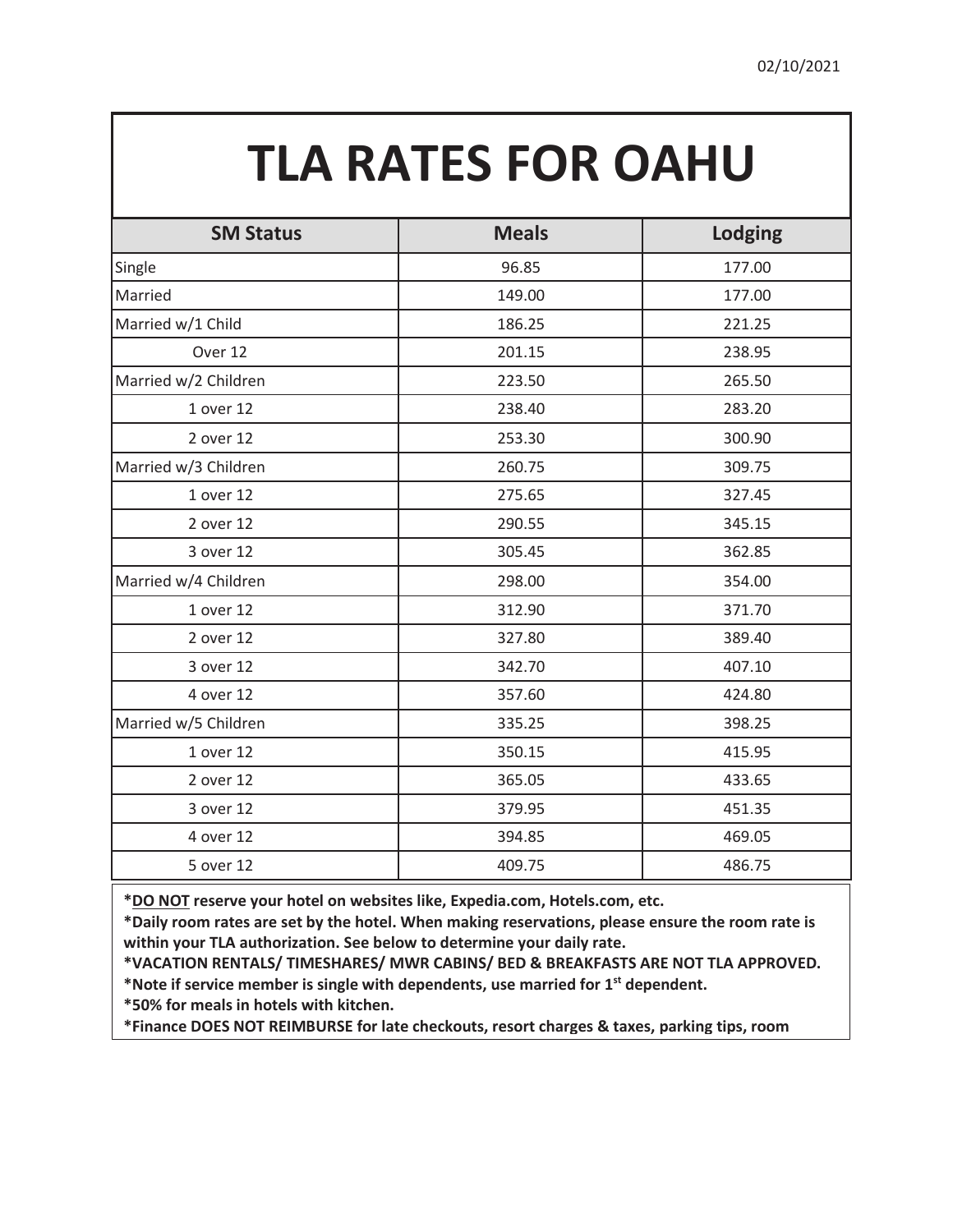02/10/2021

# TLA RATES FOR OAHU

| SM Status | Meals | Lodging |
|---|---|---|
| Single | 96.85 | 177.00 |
| Married | 149.00 | 177.00 |
| Married w/1 Child | 186.25 | 221.25 |
| Over 12 | 201.15 | 238.95 |
| Married w/2 Children | 223.50 | 265.50 |
| 1 over 12 | 238.40 | 283.20 |
| 2 over 12 | 253.30 | 300.90 |
| Married w/3 Children | 260.75 | 309.75 |
| 1 over 12 | 275.65 | 327.45 |
| 2 over 12 | 290.55 | 345.15 |
| 3 over 12 | 305.45 | 362.85 |
| Married w/4 Children | 298.00 | 354.00 |
| 1 over 12 | 312.90 | 371.70 |
| 2 over 12 | 327.80 | 389.40 |
| 3 over 12 | 342.70 | 407.10 |
| 4 over 12 | 357.60 | 424.80 |
| Married w/5 Children | 335.25 | 398.25 |
| 1 over 12 | 350.15 | 415.95 |
| 2 over 12 | 365.05 | 433.65 |
| 3 over 12 | 379.95 | 451.35 |
| 4 over 12 | 394.85 | 469.05 |
| 5 over 12 | 409.75 | 486.75 |

**\*<u>DO NOT</u> reserve your hotel on websites like, Expedia.com, Hotels.com, etc.**
**\*Daily room rates are set by the hotel. When making reservations, please ensure the room rate is within your TLA authorization. See below to determine your daily rate.**
**\*VACATION RENTALS/ TIMESHARES/ MWR CABINS/ BED & BREAKFASTS ARE NOT TLA APPROVED.**
**\*Note if service member is single with dependents, use married for 1st dependent.**
**\*50% for meals in hotels with kitchen.**
**\*Finance DOES NOT REIMBURSE for late checkouts, resort charges & taxes, parking tips, room**